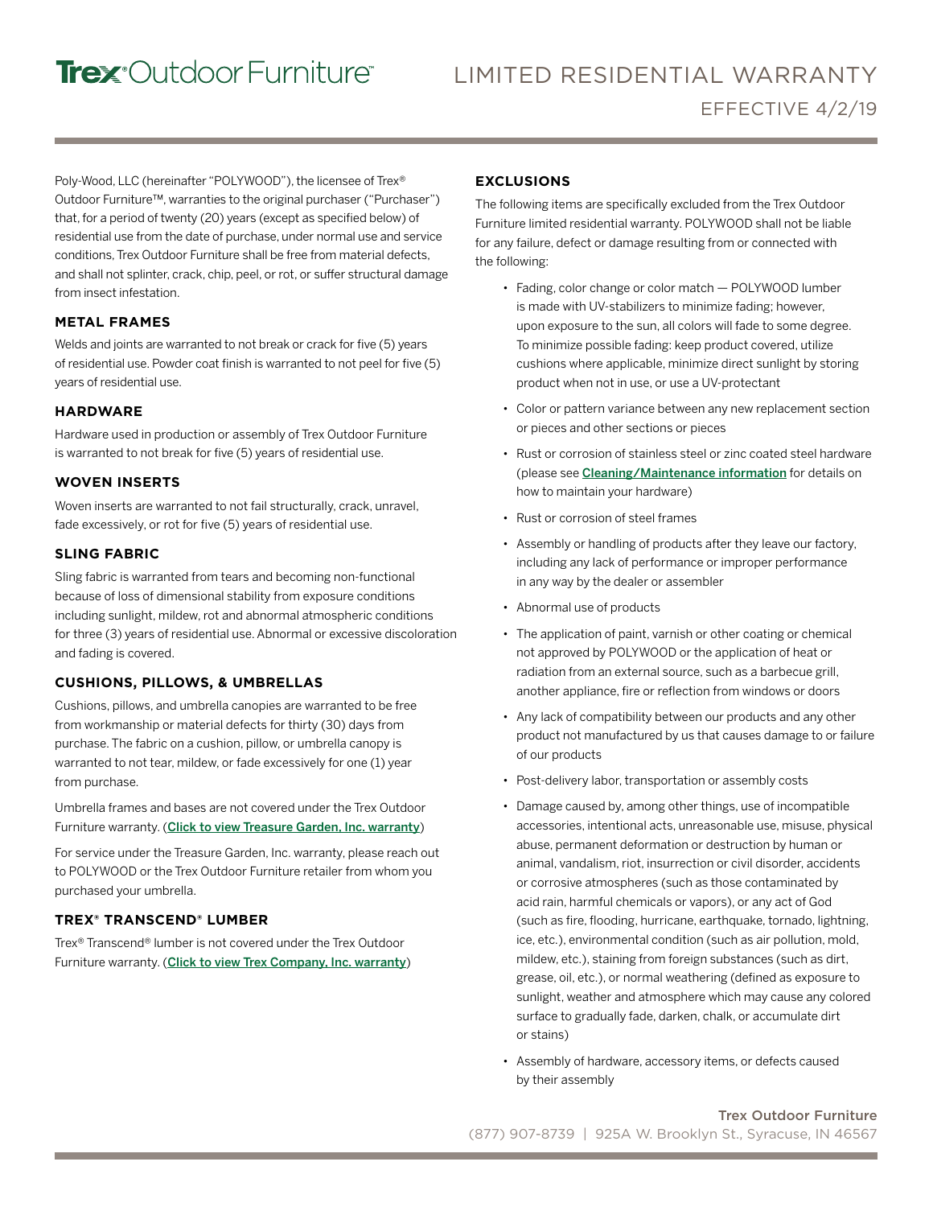# Trex® Outdoor Furniture™

# LIMITED RESIDENTIAL WARRANTY

## EFFECTIVE 4/2/19

Poly-Wood, LLC (hereinafter "POLYWOOD"), the licensee of Trex® Outdoor Furniture™, warranties to the original purchaser ("Purchaser") that, for a period of twenty (20) years (except as specified below) of residential use from the date of purchase, under normal use and service conditions, Trex Outdoor Furniture shall be free from material defects, and shall not splinter, crack, chip, peel, or rot, or suffer structural damage from insect infestation.

### METAL FRAMES

Welds and joints are warranted to not break or crack for five (5) years of residential use. Powder coat finish is warranted to not peel for five (5) years of residential use.

### HARDWARE

Hardware used in production or assembly of Trex Outdoor Furniture is warranted to not break for five (5) years of residential use.

### WOVEN INSERTS

Woven inserts are warranted to not fail structurally, crack, unravel, fade excessively, or rot for five (5) years of residential use.

### SLING FABRIC

Sling fabric is warranted from tears and becoming non-functional because of loss of dimensional stability from exposure conditions including sunlight, mildew, rot and abnormal atmospheric conditions for three (3) years of residential use. Abnormal or excessive discoloration and fading is covered.

### CUSHIONS, PILLOWS, & UMBRELLAS

Cushions, pillows, and umbrella canopies are warranted to be free from workmanship or material defects for thirty (30) days from purchase. The fabric on a cushion, pillow, or umbrella canopy is warranted to not tear, mildew, or fade excessively for one (1) year from purchase.

Umbrella frames and bases are not covered under the Trex Outdoor Furniture warranty. (**Click to view Treasure Garden, Inc. warranty**)

For service under the Treasure Garden, Inc. warranty, please reach out to POLYWOOD or the Trex Outdoor Furniture retailer from whom you purchased your umbrella.

### TREX® TRANSCEND® LUMBER

Trex® Transcend® lumber is not covered under the Trex Outdoor Furniture warranty. (**Click to view Trex Company, Inc. warranty**)

### EXCLUSIONS

The following items are specifically excluded from the Trex Outdoor Furniture limited residential warranty. POLYWOOD shall not be liable for any failure, defect or damage resulting from or connected with the following:

- Fading, color change or color match — POLYWOOD lumber is made with UV-stabilizers to minimize fading; however, upon exposure to the sun, all colors will fade to some degree. To minimize possible fading: keep product covered, utilize cushions where applicable, minimize direct sunlight by storing product when not in use, or use a UV-protectant
- Color or pattern variance between any new replacement section or pieces and other sections or pieces
- Rust or corrosion of stainless steel or zinc coated steel hardware (please see **Cleaning/Maintenance information** for details on how to maintain your hardware)
- Rust or corrosion of steel frames
- Assembly or handling of products after they leave our factory, including any lack of performance or improper performance in any way by the dealer or assembler
- Abnormal use of products
- The application of paint, varnish or other coating or chemical not approved by POLYWOOD or the application of heat or radiation from an external source, such as a barbecue grill, another appliance, fire or reflection from windows or doors
- Any lack of compatibility between our products and any other product not manufactured by us that causes damage to or failure of our products
- Post-delivery labor, transportation or assembly costs
- Damage caused by, among other things, use of incompatible accessories, intentional acts, unreasonable use, misuse, physical abuse, permanent deformation or destruction by human or animal, vandalism, riot, insurrection or civil disorder, accidents or corrosive atmospheres (such as those contaminated by acid rain, harmful chemicals or vapors), or any act of God (such as fire, flooding, hurricane, earthquake, tornado, lightning, ice, etc.), environmental condition (such as air pollution, mold, mildew, etc.), staining from foreign substances (such as dirt, grease, oil, etc.), or normal weathering (defined as exposure to sunlight, weather and atmosphere which may cause any colored surface to gradually fade, darken, chalk, or accumulate dirt or stains)
- Assembly of hardware, accessory items, or defects caused by their assembly

Trex Outdoor Furniture
(877) 907-8739 | 925A W. Brooklyn St., Syracuse, IN 46567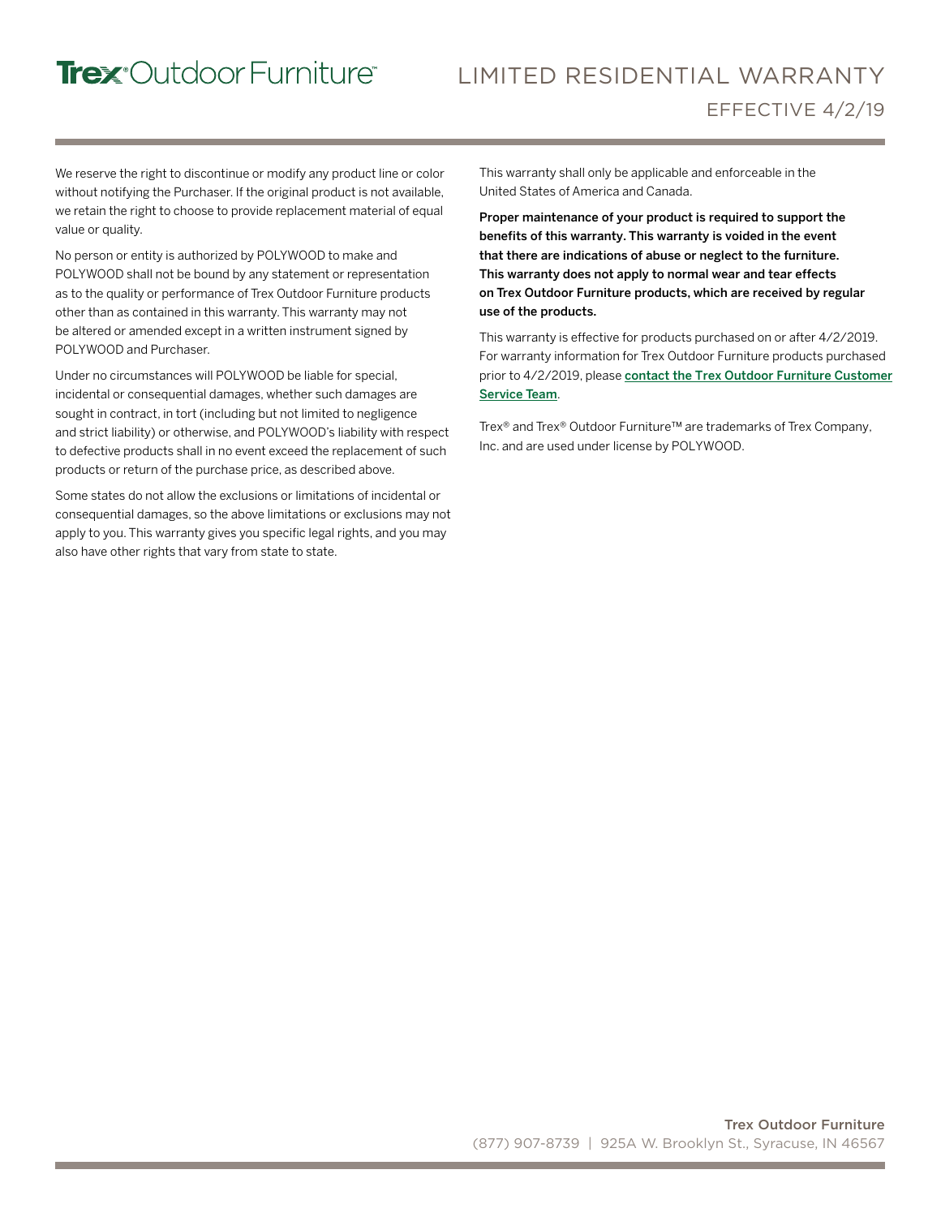We reserve the right to discontinue or modify any product line or color without notifying the Purchaser. If the original product is not available, we retain the right to choose to provide replacement material of equal value or quality.

No person or entity is authorized by POLYWOOD to make and POLYWOOD shall not be bound by any statement or representation as to the quality or performance of Trex Outdoor Furniture products other than as contained in this warranty. This warranty may not be altered or amended except in a written instrument signed by POLYWOOD and Purchaser.

Under no circumstances will POLYWOOD be liable for special, incidental or consequential damages, whether such damages are sought in contract, in tort (including but not limited to negligence and strict liability) or otherwise, and POLYWOOD's liability with respect to defective products shall in no event exceed the replacement of such products or return of the purchase price, as described above.

Some states do not allow the exclusions or limitations of incidental or consequential damages, so the above limitations or exclusions may not apply to you. This warranty gives you specific legal rights, and you may also have other rights that vary from state to state.

This warranty shall only be applicable and enforceable in the United States of America and Canada.

**Proper maintenance of your product is required to support the benefits of this warranty. This warranty is voided in the event that there are indications of abuse or neglect to the furniture. This warranty does not apply to normal wear and tear effects on Trex Outdoor Furniture products, which are received by regular use of the products.**

This warranty is effective for products purchased on or after 4/2/2019. For warranty information for Trex Outdoor Furniture products purchased prior to 4/2/2019, please **contact the Trex Outdoor Furniture Customer Service Team**.

Trex® and Trex® Outdoor Furniture™ are trademarks of Trex Company, Inc. and are used under license by POLYWOOD.

Trex Outdoor Furniture
(877) 907-8739 | 925A W. Brooklyn St., Syracuse, IN 46567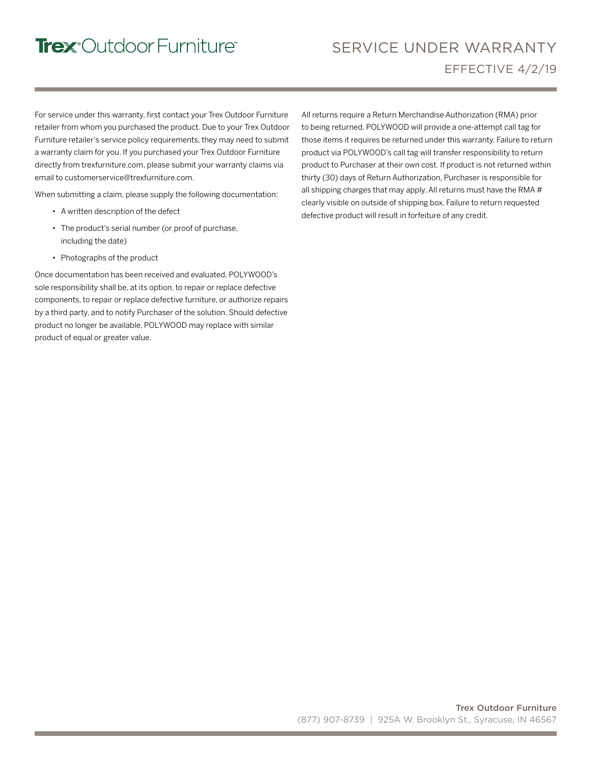# SERVICE UNDER WARRANTY

## EFFECTIVE 4/2/19

For service under this warranty, first contact your Trex Outdoor Furniture retailer from whom you purchased the product. Due to your Trex Outdoor Furniture retailer's service policy requirements, they may need to submit a warranty claim for you. If you purchased your Trex Outdoor Furniture directly from trexfurniture.com, please submit your warranty claims via email to customerservice@trexfurniture.com.

When submitting a claim, please supply the following documentation:

- A written description of the defect
- The product's serial number (or proof of purchase, including the date)
- Photographs of the product

Once documentation has been received and evaluated, POLYWOOD's sole responsibility shall be, at its option, to repair or replace defective components, to repair or replace defective furniture, or authorize repairs by a third party, and to notify Purchaser of the solution. Should defective product no longer be available, POLYWOOD may replace with similar product of equal or greater value.

All returns require a Return Merchandise Authorization (RMA) prior to being returned. POLYWOOD will provide a one-attempt call tag for those items it requires be returned under this warranty. Failure to return product via POLYWOOD's call tag will transfer responsibility to return product to Purchaser at their own cost. If product is not returned within thirty (30) days of Return Authorization, Purchaser is responsible for all shipping charges that may apply. All returns must have the RMA # clearly visible on outside of shipping box. Failure to return requested defective product will result in forfeiture of any credit.

**Trex Outdoor Furniture**
(877) 907-8739 | 925A W. Brooklyn St., Syracuse, IN 46567